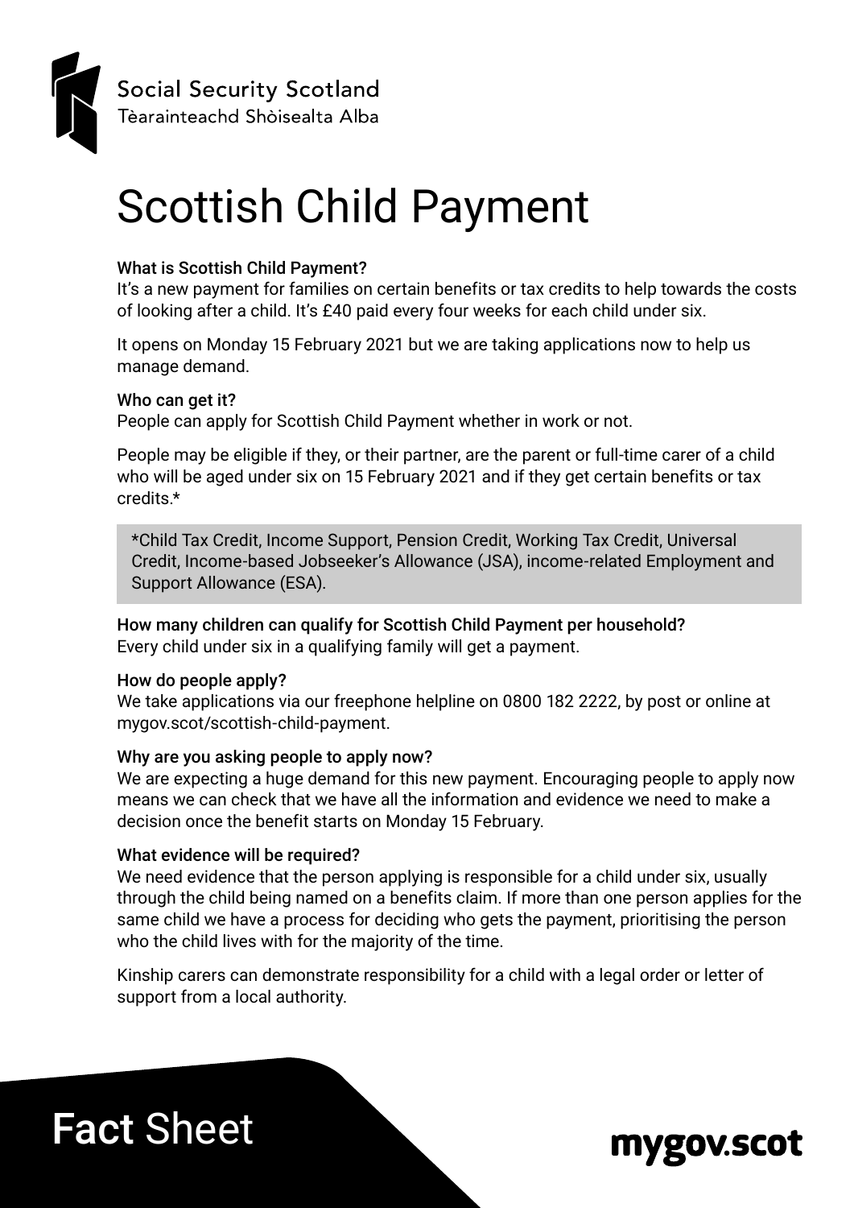Social Security Scotland
Tèarainteachd Shòisealta Alba

# Scottish Child Payment

### What is Scottish Child Payment?

It's a new payment for families on certain benefits or tax credits to help towards the costs of looking after a child. It's £40 paid every four weeks for each child under six.

It opens on Monday 15 February 2021 but we are taking applications now to help us manage demand.

### Who can get it?

People can apply for Scottish Child Payment whether in work or not.

People may be eligible if they, or their partner, are the parent or full-time carer of a child who will be aged under six on 15 February 2021 and if they get certain benefits or tax credits.*

> *Child Tax Credit, Income Support, Pension Credit, Working Tax Credit, Universal Credit, Income-based Jobseeker's Allowance (JSA), income-related Employment and Support Allowance (ESA).

### How many children can qualify for Scottish Child Payment per household?

Every child under six in a qualifying family will get a payment.

### How do people apply?

We take applications via our freephone helpline on 0800 182 2222, by post or online at mygov.scot/scottish-child-payment.

### Why are you asking people to apply now?

We are expecting a huge demand for this new payment. Encouraging people to apply now means we can check that we have all the information and evidence we need to make a decision once the benefit starts on Monday 15 February.

### What evidence will be required?

We need evidence that the person applying is responsible for a child under six, usually through the child being named on a benefits claim. If more than one person applies for the same child we have a process for deciding who gets the payment, prioritising the person who the child lives with for the majority of the time.

Kinship carers can demonstrate responsibility for a child with a legal order or letter of support from a local authority.

**Fact** Sheet

mygov.scot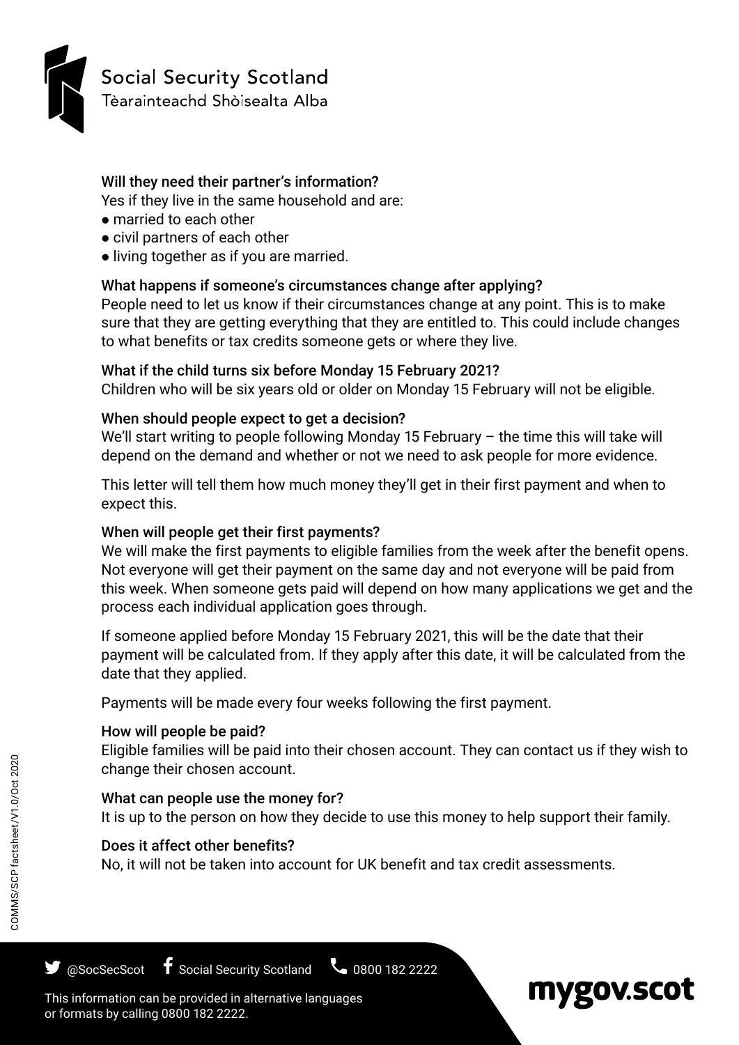Social Security Scotland
Tèarainteachd Shòisealta Alba

**Will they need their partner's information?**

Yes if they live in the same household and are:

- married to each other
- civil partners of each other
- living together as if you are married.

**What happens if someone's circumstances change after applying?**

People need to let us know if their circumstances change at any point. This is to make sure that they are getting everything that they are entitled to. This could include changes to what benefits or tax credits someone gets or where they live.

**What if the child turns six before Monday 15 February 2021?**

Children who will be six years old or older on Monday 15 February will not be eligible.

**When should people expect to get a decision?**

We'll start writing to people following Monday 15 February – the time this will take will depend on the demand and whether or not we need to ask people for more evidence.

This letter will tell them how much money they'll get in their first payment and when to expect this.

**When will people get their first payments?**

We will make the first payments to eligible families from the week after the benefit opens. Not everyone will get their payment on the same day and not everyone will be paid from this week. When someone gets paid will depend on how many applications we get and the process each individual application goes through.

If someone applied before Monday 15 February 2021, this will be the date that their payment will be calculated from. If they apply after this date, it will be calculated from the date that they applied.

Payments will be made every four weeks following the first payment.

**How will people be paid?**

Eligible families will be paid into their chosen account. They can contact us if they wish to change their chosen account.

**What can people use the money for?**

It is up to the person on how they decide to use this money to help support their family.

**Does it affect other benefits?**

No, it will not be taken into account for UK benefit and tax credit assessments.

COMMS/SCP factsheet/V1.0/Oct 2020

@SocSecScot Social Security Scotland 0800 182 2222

This information can be provided in alternative languages or formats by calling 0800 182 2222.

mygov.scot